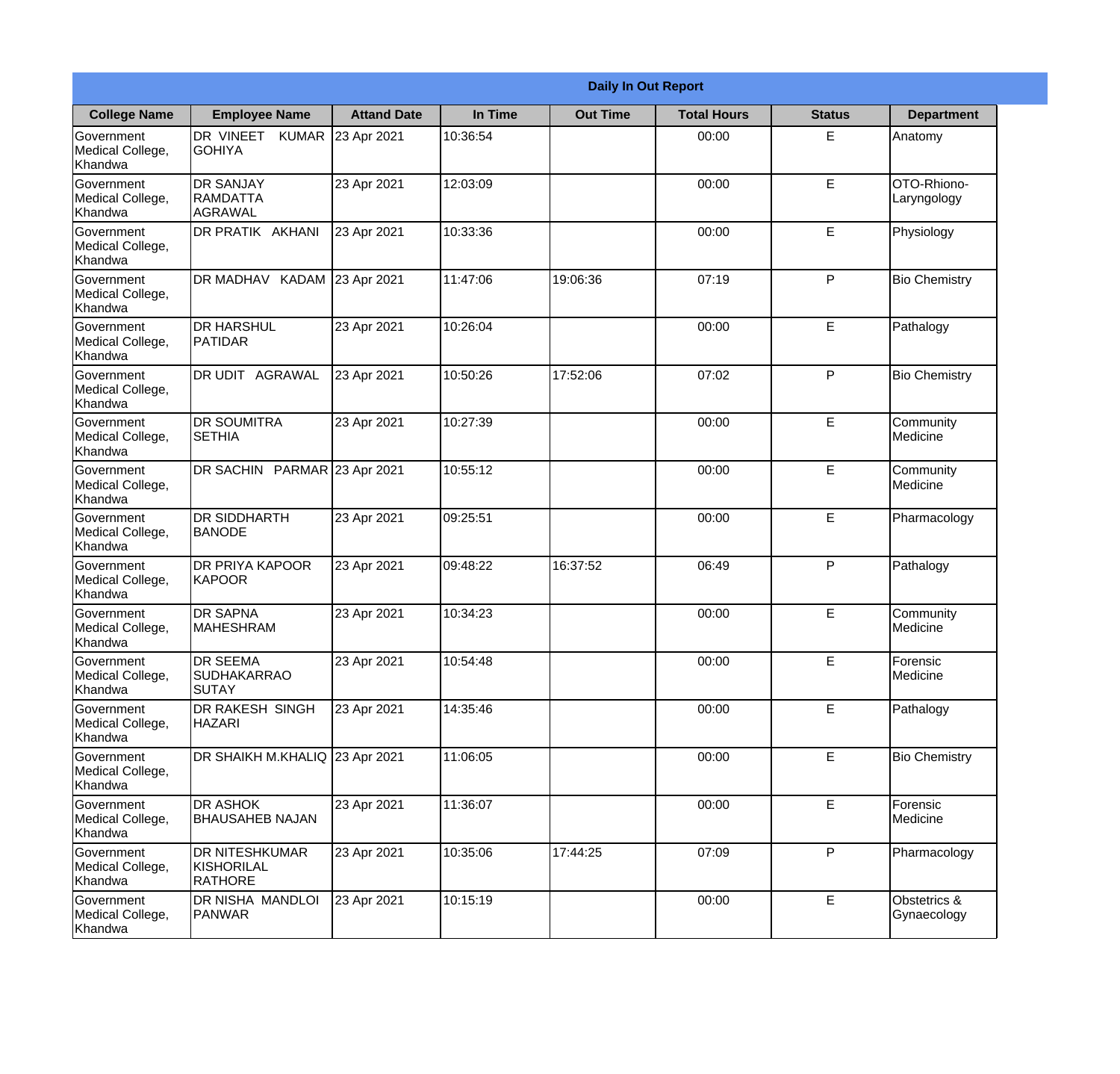| Daily In Out Report | | | | | | | |
|---|---|---|---|---|---|---|---|
| **College Name** | **Employee Name** | **Attand Date** | **In Time** | **Out Time** | **Total Hours** | **Status** | **Department** |
| Government Medical College, Khandwa | DR VINEET KUMAR GOHIYA | 23 Apr 2021 | 10:36:54 | | 00:00 | E | Anatomy |
| Government Medical College, Khandwa | DR SANJAY RAMDATTA AGRAWAL | 23 Apr 2021 | 12:03:09 | | 00:00 | E | OTO-Rhiono-Laryngology |
| Government Medical College, Khandwa | DR PRATIK AKHANI | 23 Apr 2021 | 10:33:36 | | 00:00 | E | Physiology |
| Government Medical College, Khandwa | DR MADHAV KADAM | 23 Apr 2021 | 11:47:06 | 19:06:36 | 07:19 | P | Bio Chemistry |
| Government Medical College, Khandwa | DR HARSHUL PATIDAR | 23 Apr 2021 | 10:26:04 | | 00:00 | E | Pathalogy |
| Government Medical College, Khandwa | DR UDIT AGRAWAL | 23 Apr 2021 | 10:50:26 | 17:52:06 | 07:02 | P | Bio Chemistry |
| Government Medical College, Khandwa | DR SOUMITRA SETHIA | 23 Apr 2021 | 10:27:39 | | 00:00 | E | Community Medicine |
| Government Medical College, Khandwa | DR SACHIN PARMAR | 23 Apr 2021 | 10:55:12 | | 00:00 | E | Community Medicine |
| Government Medical College, Khandwa | DR SIDDHARTH BANODE | 23 Apr 2021 | 09:25:51 | | 00:00 | E | Pharmacology |
| Government Medical College, Khandwa | DR PRIYA KAPOOR KAPOOR | 23 Apr 2021 | 09:48:22 | 16:37:52 | 06:49 | P | Pathalogy |
| Government Medical College, Khandwa | DR SAPNA MAHESHRAM | 23 Apr 2021 | 10:34:23 | | 00:00 | E | Community Medicine |
| Government Medical College, Khandwa | DR SEEMA SUDHAKARRAO SUTAY | 23 Apr 2021 | 10:54:48 | | 00:00 | E | Forensic Medicine |
| Government Medical College, Khandwa | DR RAKESH SINGH HAZARI | 23 Apr 2021 | 14:35:46 | | 00:00 | E | Pathalogy |
| Government Medical College, Khandwa | DR SHAIKH M.KHALIQ | 23 Apr 2021 | 11:06:05 | | 00:00 | E | Bio Chemistry |
| Government Medical College, Khandwa | DR ASHOK BHAUSAHEB NAJAN | 23 Apr 2021 | 11:36:07 | | 00:00 | E | Forensic Medicine |
| Government Medical College, Khandwa | DR NITESHKUMAR KISHORILAL RATHORE | 23 Apr 2021 | 10:35:06 | 17:44:25 | 07:09 | P | Pharmacology |
| Government Medical College, Khandwa | DR NISHA MANDLOI PANWAR | 23 Apr 2021 | 10:15:19 | | 00:00 | E | Obstetrics & Gynaecology |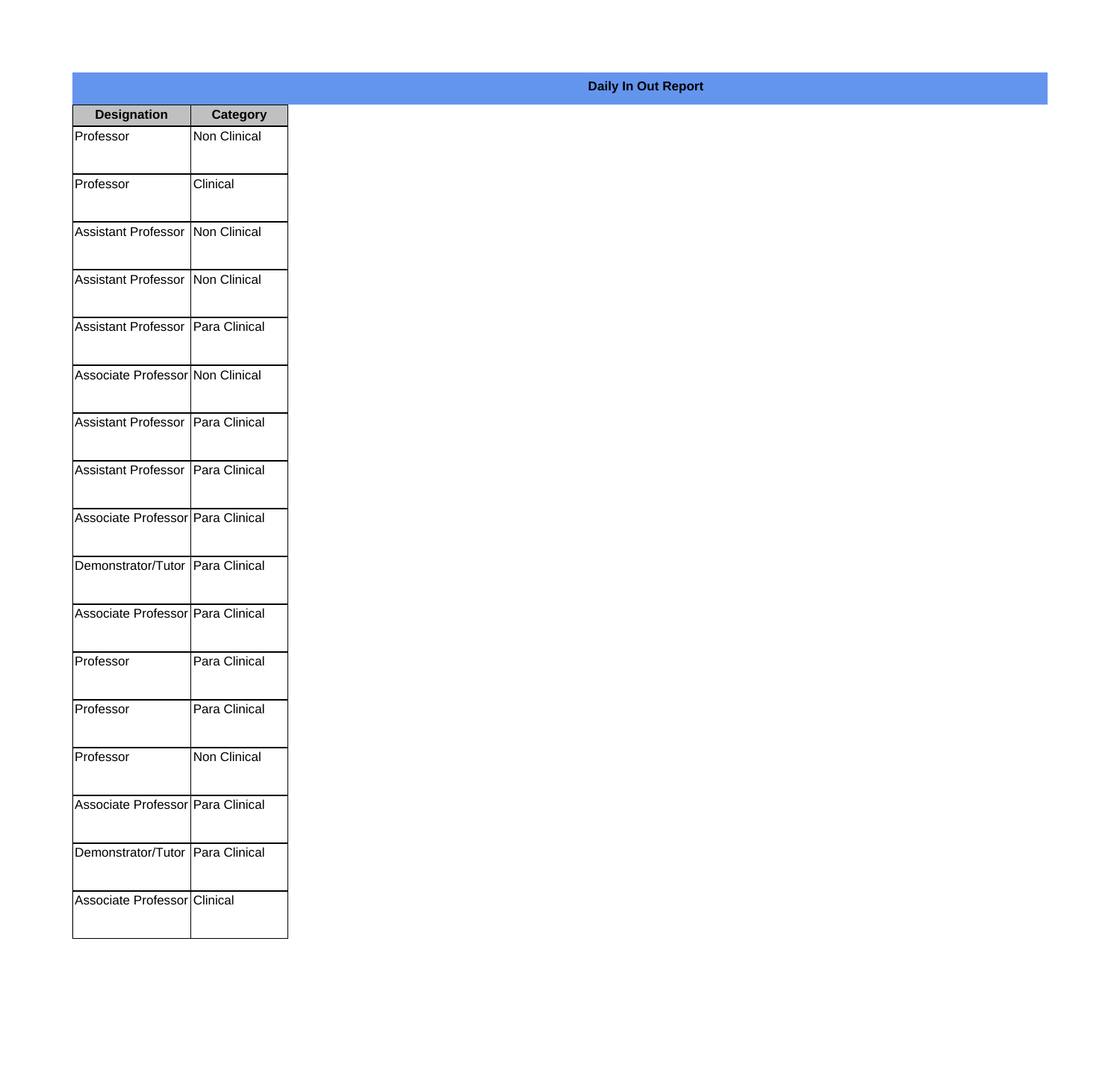**Daily In Out Report**

| Designation | Category |
|---|---|
| Professor | Non Clinical |
| Professor | Clinical |
| Assistant Professor | Non Clinical |
| Assistant Professor | Non Clinical |
| Assistant Professor | Para Clinical |
| Associate Professor | Non Clinical |
| Assistant Professor | Para Clinical |
| Assistant Professor | Para Clinical |
| Associate Professor | Para Clinical |
| Demonstrator/Tutor | Para Clinical |
| Associate Professor | Para Clinical |
| Professor | Para Clinical |
| Professor | Para Clinical |
| Professor | Non Clinical |
| Associate Professor | Para Clinical |
| Demonstrator/Tutor | Para Clinical |
| Associate Professor | Clinical |